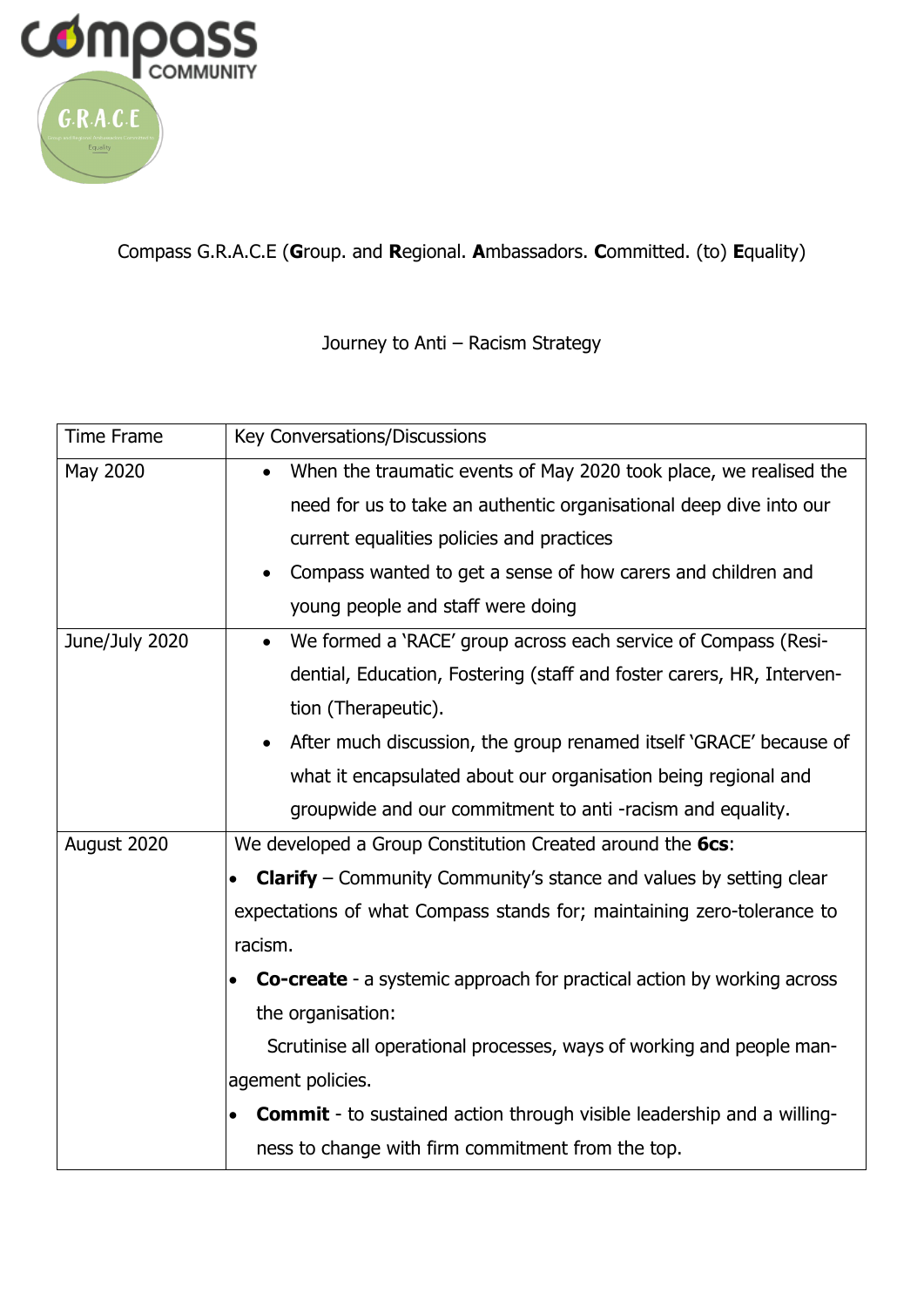Compass G.R.A.C.E (**G**roup. and **R**egional. **A**mbassadors. **C**ommitted. (to) **E**quality)

Journey to Anti – Racism Strategy

| Time Frame | Key Conversations/Discussions |
|---|---|
| May 2020 | • When the traumatic events of May 2020 took place, we realised the need for us to take an authentic organisational deep dive into our current equalities policies and practices<br>• Compass wanted to get a sense of how carers and children and young people and staff were doing |
| June/July 2020 | • We formed a 'RACE' group across each service of Compass (Residential, Education, Fostering (staff and foster carers, HR, Intervention (Therapeutic).<br>• After much discussion, the group renamed itself 'GRACE' because of what it encapsulated about our organisation being regional and groupwide and our commitment to anti -racism and equality. |
| August 2020 | We developed a Group Constitution Created around the **6cs**:<br>• **Clarify** – Community Community's stance and values by setting clear expectations of what Compass stands for; maintaining zero-tolerance to racism.<br>• **Co-create** - a systemic approach for practical action by working across the organisation:<br>Scrutinise all operational processes, ways of working and people management policies.<br>• **Commit** - to sustained action through visible leadership and a willingness to change with firm commitment from the top. |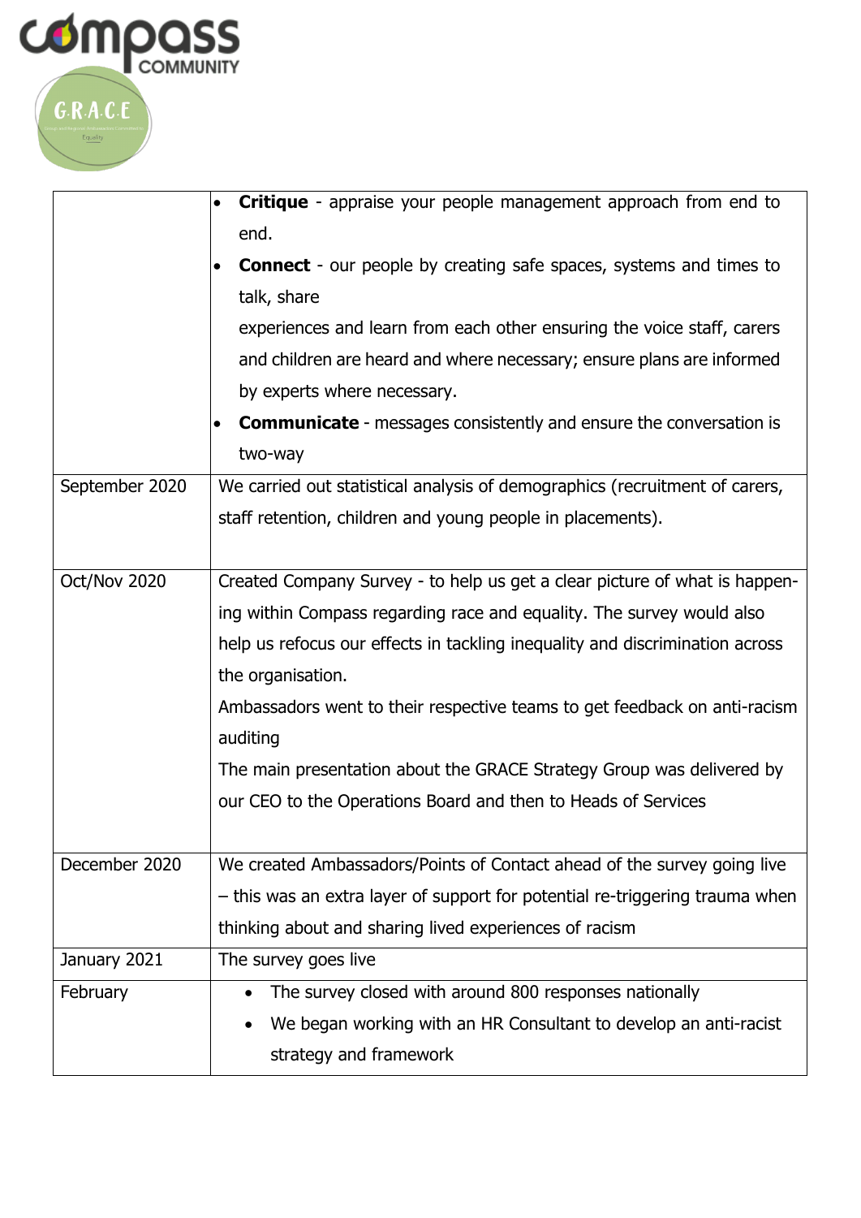| | |
|---|---|
| | • **Critique** - appraise your people management approach from end to end.<br>• **Connect** - our people by creating safe spaces, systems and times to talk, share experiences and learn from each other ensuring the voice staff, carers and children are heard and where necessary; ensure plans are informed by experts where necessary.<br>• **Communicate** - messages consistently and ensure the conversation is two-way |
| September 2020 | We carried out statistical analysis of demographics (recruitment of carers, staff retention, children and young people in placements). |
| Oct/Nov 2020 | Created Company Survey - to help us get a clear picture of what is happening within Compass regarding race and equality. The survey would also help us refocus our effects in tackling inequality and discrimination across the organisation.<br>Ambassadors went to their respective teams to get feedback on anti-racism auditing<br>The main presentation about the GRACE Strategy Group was delivered by our CEO to the Operations Board and then to Heads of Services |
| December 2020 | We created Ambassadors/Points of Contact ahead of the survey going live – this was an extra layer of support for potential re-triggering trauma when thinking about and sharing lived experiences of racism |
| January 2021 | The survey goes live |
| February | • The survey closed with around 800 responses nationally<br>• We began working with an HR Consultant to develop an anti-racist strategy and framework |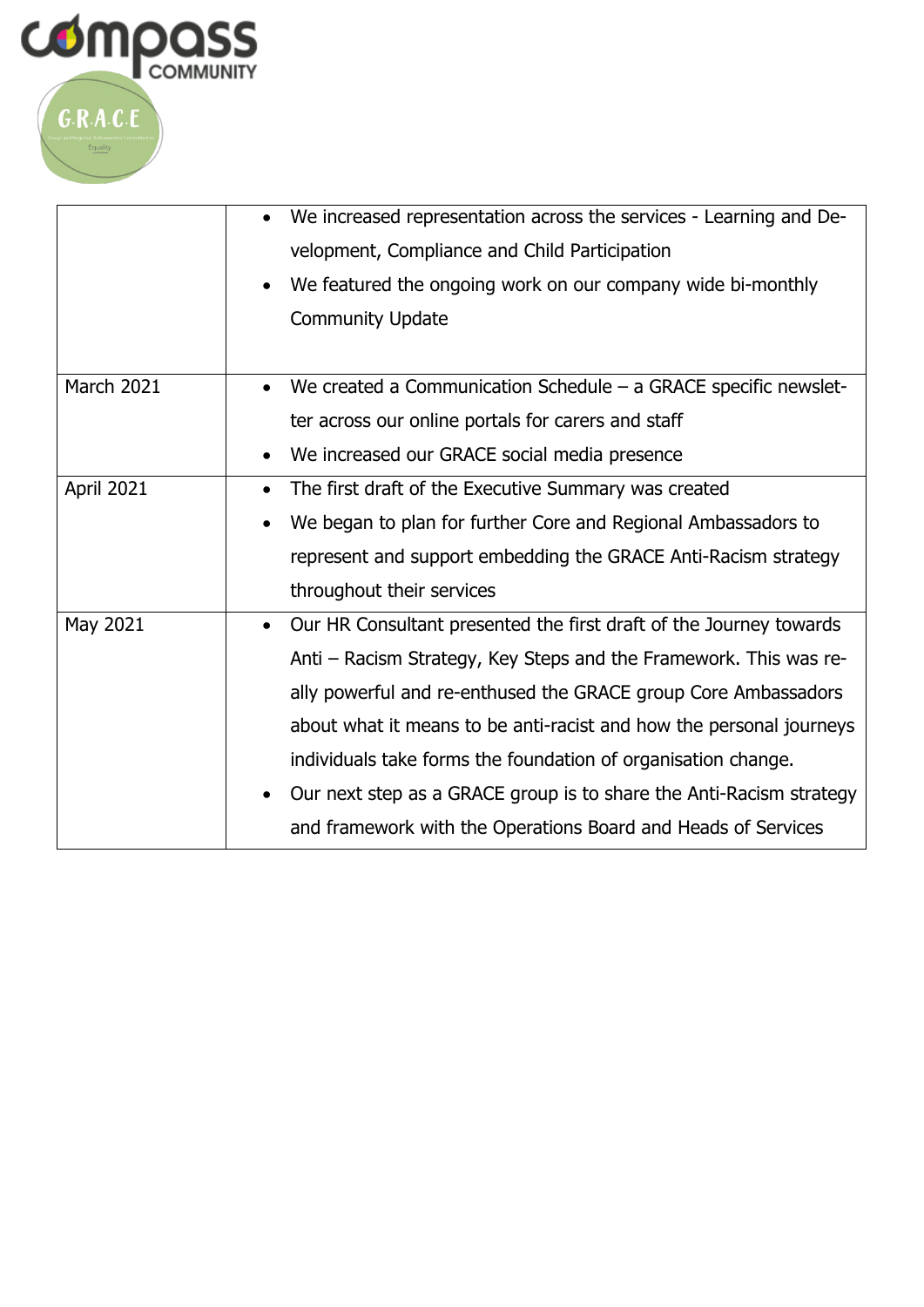| | |
|---|---|
| | • We increased representation across the services - Learning and Development, Compliance and Child Participation<br>• We featured the ongoing work on our company wide bi-monthly Community Update |
| March 2021 | • We created a Communication Schedule – a GRACE specific newsletter across our online portals for carers and staff<br>• We increased our GRACE social media presence |
| April 2021 | • The first draft of the Executive Summary was created<br>• We began to plan for further Core and Regional Ambassadors to represent and support embedding the GRACE Anti-Racism strategy throughout their services |
| May 2021 | • Our HR Consultant presented the first draft of the Journey towards Anti – Racism Strategy, Key Steps and the Framework. This was really powerful and re-enthused the GRACE group Core Ambassadors about what it means to be anti-racist and how the personal journeys individuals take forms the foundation of organisation change.<br>• Our next step as a GRACE group is to share the Anti-Racism strategy and framework with the Operations Board and Heads of Services |